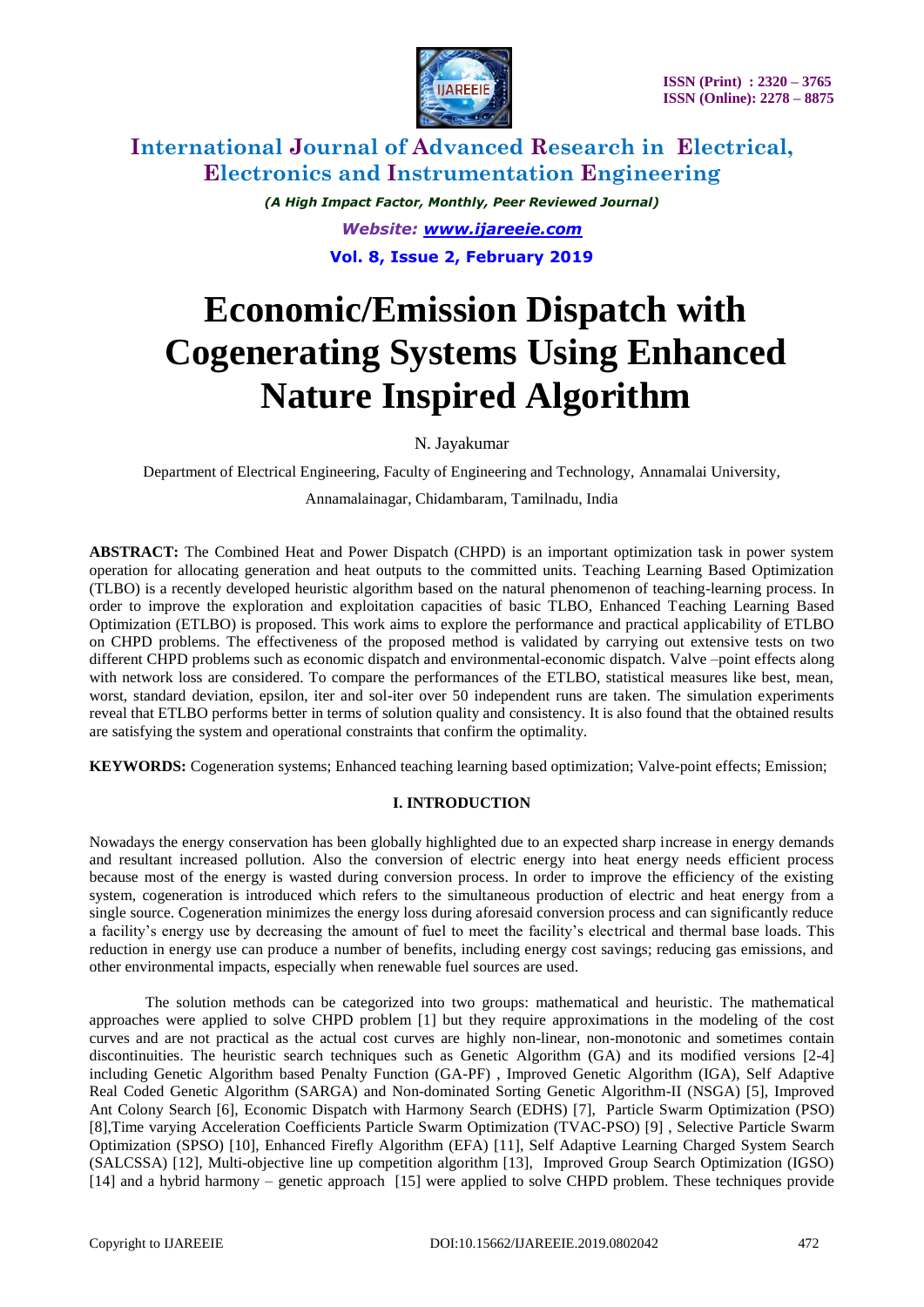# Economic/Emission Dispatch with Cogenerating Systems Using Enhanced Nature Inspired Algorithm

N. Jayakumar

Department of Electrical Engineering, Faculty of Engineering and Technology, Annamalai University,

Annamalainagar, Chidambaram, Tamilnadu, India

**ABSTRACT:** The Combined Heat and Power Dispatch (CHPD) is an important optimization task in power system operation for allocating generation and heat outputs to the committed units. Teaching Learning Based Optimization (TLBO) is a recently developed heuristic algorithm based on the natural phenomenon of teaching-learning process. In order to improve the exploration and exploitation capacities of basic TLBO, Enhanced Teaching Learning Based Optimization (ETLBO) is proposed. This work aims to explore the performance and practical applicability of ETLBO on CHPD problems. The effectiveness of the proposed method is validated by carrying out extensive tests on two different CHPD problems such as economic dispatch and environmental-economic dispatch. Valve –point effects along with network loss are considered. To compare the performances of the ETLBO, statistical measures like best, mean, worst, standard deviation, epsilon, iter and sol-iter over 50 independent runs are taken. The simulation experiments reveal that ETLBO performs better in terms of solution quality and consistency. It is also found that the obtained results are satisfying the system and operational constraints that confirm the optimality.

**KEYWORDS:** Cogeneration systems; Enhanced teaching learning based optimization; Valve-point effects; Emission;

## I. INTRODUCTION

Nowadays the energy conservation has been globally highlighted due to an expected sharp increase in energy demands and resultant increased pollution. Also the conversion of electric energy into heat energy needs efficient process because most of the energy is wasted during conversion process. In order to improve the efficiency of the existing system, cogeneration is introduced which refers to the simultaneous production of electric and heat energy from a single source. Cogeneration minimizes the energy loss during aforesaid conversion process and can significantly reduce a facility's energy use by decreasing the amount of fuel to meet the facility's electrical and thermal base loads. This reduction in energy use can produce a number of benefits, including energy cost savings; reducing gas emissions, and other environmental impacts, especially when renewable fuel sources are used.

The solution methods can be categorized into two groups: mathematical and heuristic. The mathematical approaches were applied to solve CHPD problem [1] but they require approximations in the modeling of the cost curves and are not practical as the actual cost curves are highly non-linear, non-monotonic and sometimes contain discontinuities. The heuristic search techniques such as Genetic Algorithm (GA) and its modified versions [2-4] including Genetic Algorithm based Penalty Function (GA-PF) , Improved Genetic Algorithm (IGA), Self Adaptive Real Coded Genetic Algorithm (SARGA) and Non-dominated Sorting Genetic Algorithm-II (NSGA) [5], Improved Ant Colony Search [6], Economic Dispatch with Harmony Search (EDHS) [7], Particle Swarm Optimization (PSO) [8],Time varying Acceleration Coefficients Particle Swarm Optimization (TVAC-PSO) [9] , Selective Particle Swarm Optimization (SPSO) [10], Enhanced Firefly Algorithm (EFA) [11], Self Adaptive Learning Charged System Search (SALCSSA) [12], Multi-objective line up competition algorithm [13], Improved Group Search Optimization (IGSO) [14] and a hybrid harmony – genetic approach [15] were applied to solve CHPD problem. These techniques provide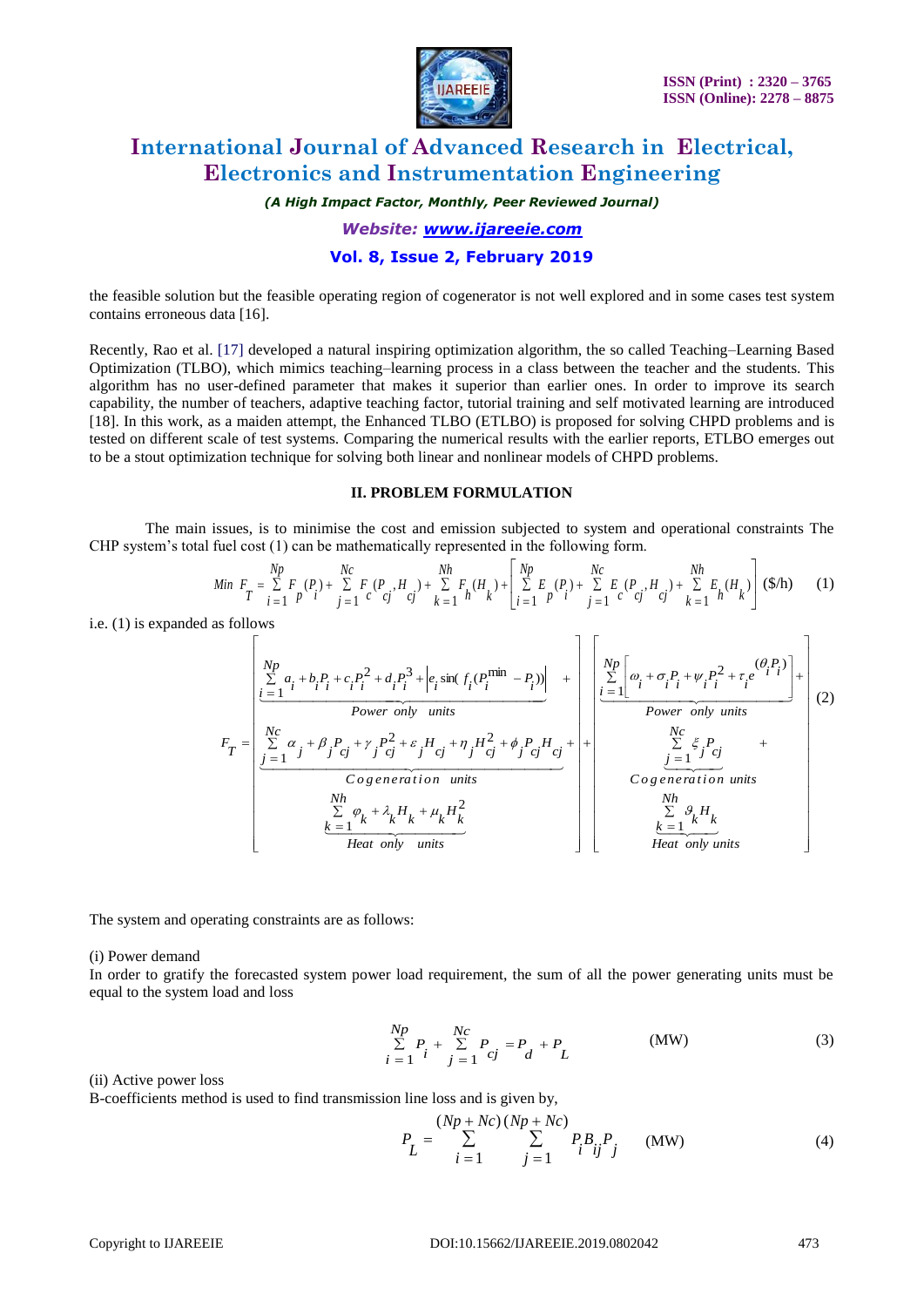the feasible solution but the feasible operating region of cogenerator is not well explored and in some cases test system contains erroneous data [16].

Recently, Rao et al. [17] developed a natural inspiring optimization algorithm, the so called Teaching–Learning Based Optimization (TLBO), which mimics teaching–learning process in a class between the teacher and the students. This algorithm has no user-defined parameter that makes it superior than earlier ones. In order to improve its search capability, the number of teachers, adaptive teaching factor, tutorial training and self motivated learning are introduced [18]. In this work, as a maiden attempt, the Enhanced TLBO (ETLBO) is proposed for solving CHPD problems and is tested on different scale of test systems. Comparing the numerical results with the earlier reports, ETLBO emerges out to be a stout optimization technique for solving both linear and nonlinear models of CHPD problems.

## II. PROBLEM FORMULATION

The main issues, is to minimise the cost and emission subjected to system and operational constraints The CHP system's total fuel cost (1) can be mathematically represented in the following form.

$$Min\ F_T = \sum_{i=1}^{Np} F_p(P_i) + \sum_{j=1}^{Nc} F_c(P_{cj}, H_{cj}) + \sum_{k=1}^{Nh} F_h(H_k) + \left[ \sum_{i=1}^{Np} E_p(P_i) + \sum_{j=1}^{Nc} E_c(P_{cj}, H_{cj}) + \sum_{k=1}^{Nh} E_h(H_k) \right] \ (\$/h) \quad (1)$$

i.e. (1) is expanded as follows

$$F_T = \begin{bmatrix} \underbrace{\sum_{i=1}^{Np} a_i + b_i P_i + c_i P_i^2 + d_i P_i^3 + \left| e_i \sin(f_i(P_i^{\min} - P_i)) \right|}_{Power\ only\ units} + \\ \underbrace{\sum_{j=1}^{Nc} \alpha_j + \beta_j P_{cj} + \gamma_j P_{cj}^2 + \varepsilon_j H_{cj} + \eta_j H_{cj}^2 + \phi_j P_{cj} H_{cj}}_{Cogeneration\ units} + \\ \underbrace{\sum_{k=1}^{Nh} \varphi_k + \lambda_k H_k + \mu_k H_k^2}_{Heat\ only\ units} \end{bmatrix} + \begin{bmatrix} \underbrace{\sum_{i=1}^{Np} \left[ \omega_i + \sigma_i P_i + \psi_i P_i^2 + \tau_i e^{(\theta_i P_i)} \right]}_{Power\ only\ units} + \\ \underbrace{\sum_{j=1}^{Nc} \xi_j P_{cj}}_{Cogeneration\ units} + \\ \underbrace{\sum_{k=1}^{Nh} \vartheta_k H_k}_{Heat\ only\ units} \end{bmatrix} \quad (2)$$

The system and operating constraints are as follows:

(i) Power demand

In order to gratify the forecasted system power load requirement, the sum of all the power generating units must be equal to the system load and loss

$$\sum_{i=1}^{Np} P_i + \sum_{j=1}^{Nc} P_{cj} = P_d + P_L \quad (MW) \quad (3)$$

(ii) Active power loss

B-coefficients method is used to find transmission line loss and is given by,

$$P_L = \sum_{i=1}^{(Np+Nc)} \sum_{j=1}^{(Np+Nc)} P_i B_{ij} P_j \quad (MW) \quad (4)$$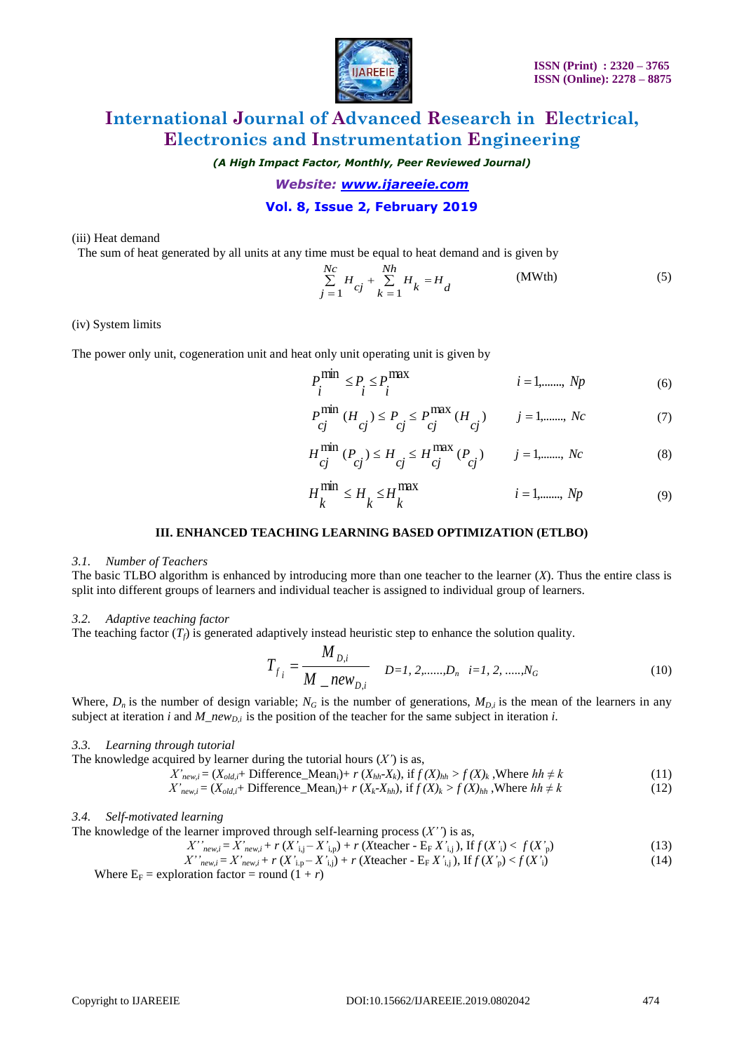(iii) Heat demand

The sum of heat generated by all units at any time must be equal to heat demand and is given by

$$\sum_{j=1}^{Nc} H_{cj} + \sum_{k=1}^{Nh} H_k = H_d \quad \text{(MWth)} \tag{5}$$

(iv) System limits

The power only unit, cogeneration unit and heat only unit operating unit is given by

$$P_i^{\min} \le P_i \le P_i^{\max} \qquad i = 1,\ldots\ldots, Np \tag{6}$$

$$P_{cj}^{\min}(H_{cj}) \le P_{cj} \le P_{cj}^{\max}(H_{cj}) \qquad j = 1,\ldots\ldots, Nc \tag{7}$$

$$H_{cj}^{\min}(P_{cj}) \le H_{cj} \le H_{cj}^{\max}(P_{cj}) \qquad j = 1,\ldots\ldots, Nc \tag{8}$$

$$H_k^{\min} \le H_k \le H_k^{\max} \qquad i = 1,\ldots\ldots, Np \tag{9}$$

## III. ENHANCED TEACHING LEARNING BASED OPTIMIZATION (ETLBO)

### *3.1. Number of Teachers*

The basic TLBO algorithm is enhanced by introducing more than one teacher to the learner (*X*). Thus the entire class is split into different groups of learners and individual teacher is assigned to individual group of learners.

### *3.2. Adaptive teaching factor*

The teaching factor ($T_f$) is generated adaptively instead heuristic step to enhance the solution quality.

$$T_{f_i} = \frac{M_{D,i}}{M\_new_{D,i}} \qquad D=1, 2,\ldots\ldots,D_n \quad i=1, 2, \ldots\ldots,N_G \tag{10}$$

Where, $D_n$ is the number of design variable; $N_G$ is the number of generations, $M_{D,i}$ is the mean of the learners in any subject at iteration *i* and $M\_new_{D,i}$ is the position of the teacher for the same subject in iteration *i*.

### *3.3. Learning through tutorial*

The knowledge acquired by learner during the tutorial hours ($X'$) is as,

$$X'_{new,i} = (X_{old,i} + \text{Difference\_Mean}_i) + r\,(X_{hh} - X_k), \text{ if } f(X)_{hh} > f(X)_k \text{ ,Where } hh \neq k \tag{11}$$

$$X'_{new,i} = (X_{old,i} + \text{Difference\_Mean}_i) + r\,(X_k - X_{hh}), \text{ if } f(X)_k > f(X)_{hh} \text{ ,Where } hh \neq k \tag{12}$$

### *3.4. Self-motivated learning*

The knowledge of the learner improved through self-learning process ($X''$) is as,

$$X''_{new,i} = X'_{new,i} + r\,(X'_{i,j} - X'_{i,p}) + r\,(X\text{teacher} - E_F\, X'_{i,j}), \text{ If } f(X'_i) < f(X'_p) \tag{13}$$

$$X''_{new,i} = X'_{new,i} + r\,(X'_{i,p} - X'_{i,j}) + r\,(X\text{teacher} - E_F\, X'_{i,j}), \text{ If } f(X'_p) < f(X'_i) \tag{14}$$

Where $E_F$ = exploration factor = round $(1 + r)$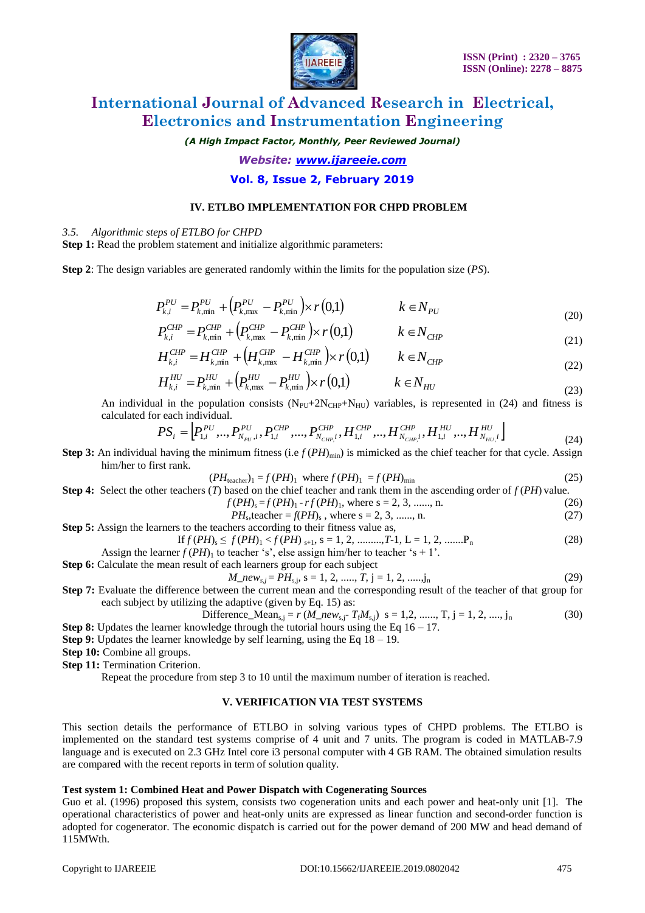## IV. ETLBO IMPLEMENTATION FOR CHPD PROBLEM

*3.5. Algorithmic steps of ETLBO for CHPD*

**Step 1:** Read the problem statement and initialize algorithmic parameters:

**Step 2**: The design variables are generated randomly within the limits for the population size (*PS*).

$$P_{k,i}^{PU} = P_{k,\min}^{PU} + \left(P_{k,\max}^{PU} - P_{k,\min}^{PU}\right) \times r(0,1) \qquad k \in N_{PU} \tag{20}$$

$$P_{k,i}^{CHP} = P_{k,\min}^{CHP} + \left(P_{k,\max}^{CHP} - P_{k,\min}^{CHP}\right) \times r(0,1) \qquad k \in N_{CHP} \tag{21}$$

$$H_{k,i}^{CHP} = H_{k,\min}^{CHP} + \left(H_{k,\max}^{CHP} - H_{k,\min}^{CHP}\right) \times r(0,1) \qquad k \in N_{CHP} \tag{22}$$

$$H_{k,i}^{HU} = P_{k,\min}^{HU} + \left(P_{k,\max}^{HU} - P_{k,\min}^{HU}\right) \times r(0,1) \qquad k \in N_{HU} \tag{23}$$

An individual in the population consists ($N_{PU}+2N_{CHP}+N_{HU}$) variables, is represented in (24) and fitness is calculated for each individual.

$$PS_i = \left[P_{1,i}^{PU},.., P_{N_{PU},i}^{PU}, P_{1,i}^{CHP},..., P_{N_{CHP},i}^{CHP}, H_{1,i}^{CHP},.., H_{N_{CHP},i}^{CHP}, H_{1,i}^{HU},.., H_{N_{HU},i}^{HU}\right] \tag{24}$$

**Step 3:** An individual having the minimum fitness (i.e $f(PH)_{\min}$) is mimicked as the chief teacher for that cycle. Assign him/her to first rank.

$$(PH_{\text{teacher}})_1 = f(PH)_1 \text{ where } f(PH)_1 = f(PH)_{\min} \tag{25}$$

**Step 4:** Select the other teachers ($T$) based on the chief teacher and rank them in the ascending order of $f(PH)$ value.

$$f(PH)_s = f(PH)_1 - r\, f(PH)_1, \text{ where s = 2, 3, ......, n.} \tag{26}$$

$$PH_s\text{,teacher} = f(PH)_s \text{ , where s = 2, 3, ......, n.} \tag{27}$$

**Step 5:** Assign the learners to the teachers according to their fitness value as,

$$\text{If } f(PH)_s \leq f(PH)_1 < f(PH)_{s+1}, \text{ s = 1, 2, .........,} T\text{-1, L = 1, 2, .......P}_n \tag{28}$$

Assign the learner $f(PH)_1$ to teacher 's', else assign him/her to teacher 's + 1'.

**Step 6:** Calculate the mean result of each learners group for each subject

$$M\_new_{s,j} = PH_{s,j}, \text{ s = 1, 2, ....., } T, \text{ j = 1, 2, .....,j}_n \tag{29}$$

**Step 7:** Evaluate the difference between the current mean and the corresponding result of the teacher of that group for each subject by utilizing the adaptive (given by Eq. 15) as:

$$\text{Difference\_Mean}_{s,j} = r\,(M\_new_{s,j} - T_f M_{s,j}) \;\; \text{s = 1,2, ......, T, j = 1, 2, ...., j}_n \tag{30}$$

**Step 8:** Updates the learner knowledge through the tutorial hours using the Eq 16 – 17.

**Step 9:** Updates the learner knowledge by self learning, using the Eq 18 – 19.

**Step 10:** Combine all groups.

**Step 11:** Termination Criterion.

Repeat the procedure from step 3 to 10 until the maximum number of iteration is reached.

## V. VERIFICATION VIA TEST SYSTEMS

This section details the performance of ETLBO in solving various types of CHPD problems. The ETLBO is implemented on the standard test systems comprise of 4 unit and 7 units. The program is coded in MATLAB-7.9 language and is executed on 2.3 GHz Intel core i3 personal computer with 4 GB RAM. The obtained simulation results are compared with the recent reports in term of solution quality.

**Test system 1: Combined Heat and Power Dispatch with Cogenerating Sources**

Guo et al. (1996) proposed this system, consists two cogeneration units and each power and heat-only unit [1]. The operational characteristics of power and heat-only units are expressed as linear function and second-order function is adopted for cogenerator. The economic dispatch is carried out for the power demand of 200 MW and head demand of 115MWth.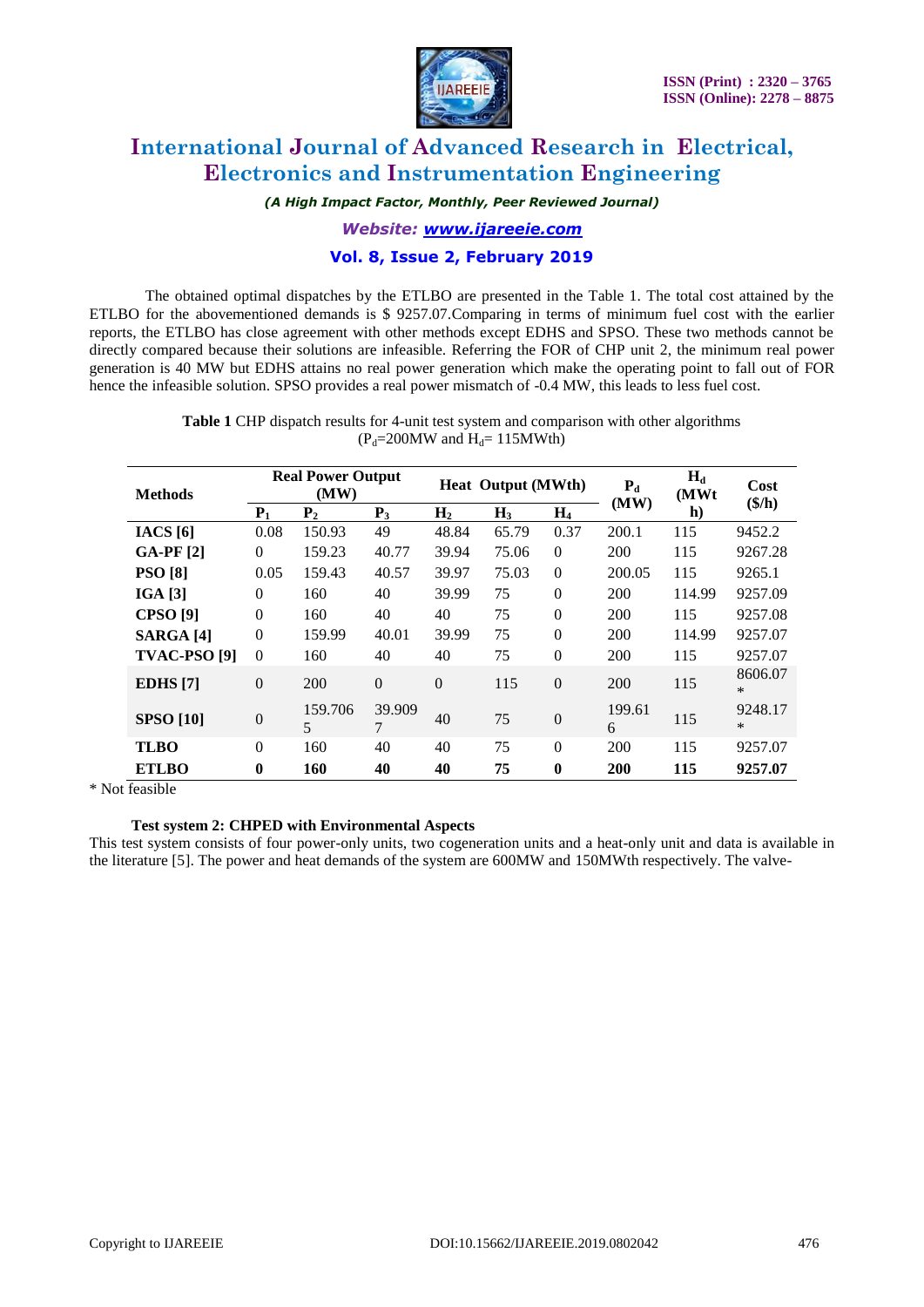The obtained optimal dispatches by the ETLBO are presented in the Table 1. The total cost attained by the ETLBO for the abovementioned demands is \$ 9257.07.Comparing in terms of minimum fuel cost with the earlier reports, the ETLBO has close agreement with other methods except EDHS and SPSO. These two methods cannot be directly compared because their solutions are infeasible. Referring the FOR of CHP unit 2, the minimum real power generation is 40 MW but EDHS attains no real power generation which make the operating point to fall out of FOR hence the infeasible solution. SPSO provides a real power mismatch of -0.4 MW, this leads to less fuel cost.

**Table 1** CHP dispatch results for 4-unit test system and comparison with other algorithms ($P_d$=200MW and $H_d$= 115MWth)

| Methods | Real Power Output (MW) | | | Heat Output (MWth) | | | $P_d$ (MW) | $H_d$ (MWth) | Cost ($/h) |
|---|---|---|---|---|---|---|---|---|---|
| | $P_1$ | $P_2$ | $P_3$ | $H_2$ | $H_3$ | $H_4$ | | | |
| **IACS [6]** | 0.08 | 150.93 | 49 | 48.84 | 65.79 | 0.37 | 200.1 | 115 | 9452.2 |
| **GA-PF [2]** | 0 | 159.23 | 40.77 | 39.94 | 75.06 | 0 | 200 | 115 | 9267.28 |
| **PSO [8]** | 0.05 | 159.43 | 40.57 | 39.97 | 75.03 | 0 | 200.05 | 115 | 9265.1 |
| **IGA [3]** | 0 | 160 | 40 | 39.99 | 75 | 0 | 200 | 114.99 | 9257.09 |
| **CPSO [9]** | 0 | 160 | 40 | 40 | 75 | 0 | 200 | 115 | 9257.08 |
| **SARGA [4]** | 0 | 159.99 | 40.01 | 39.99 | 75 | 0 | 200 | 114.99 | 9257.07 |
| **TVAC-PSO [9]** | 0 | 160 | 40 | 40 | 75 | 0 | 200 | 115 | 9257.07 |
| **EDHS [7]** | 0 | 200 | 0 | 0 | 115 | 0 | 200 | 115 | 8606.07 * |
| **SPSO [10]** | 0 | 159.7065 | 39.9097 | 40 | 75 | 0 | 199.616 | 115 | 9248.17 * |
| **TLBO** | 0 | 160 | 40 | 40 | 75 | 0 | 200 | 115 | 9257.07 |
| **ETLBO** | **0** | **160** | **40** | **40** | **75** | **0** | **200** | **115** | **9257.07** |

\* Not feasible

**Test system 2: CHPED with Environmental Aspects**

This test system consists of four power-only units, two cogeneration units and a heat-only unit and data is available in the literature [5]. The power and heat demands of the system are 600MW and 150MWth respectively. The valve-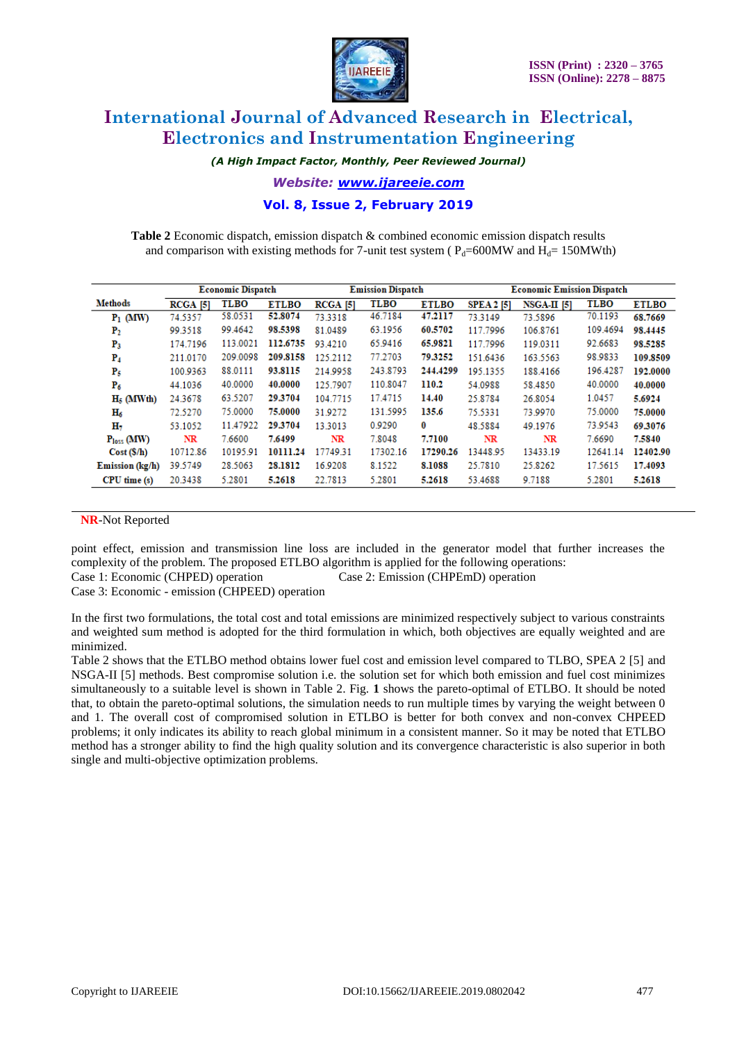**Table 2** Economic dispatch, emission dispatch & combined economic emission dispatch results and comparison with existing methods for 7-unit test system ( $P_d$=600MW and $H_d$= 150MWth)

| Methods | Economic Dispatch | | | Emission Dispatch | | | Economic Emission Dispatch | | | |
|---|---|---|---|---|---|---|---|---|---|---|
| | RCGA [5] | TLBO | ETLBO | RCGA [5] | TLBO | ETLBO | SPEA 2 [5] | NSGA-II [5] | TLBO | ETLBO |
| $P_1$ (MW) | 74.5357 | 58.0531 | **52.8074** | 73.3318 | 46.7184 | **47.2117** | 73.3149 | 73.5896 | 70.1193 | **68.7669** |
| $P_2$ | 99.3518 | 99.4642 | **98.5398** | 81.0489 | 63.1956 | **60.5702** | 117.7996 | 106.8761 | 109.4694 | **98.4445** |
| $P_3$ | 174.7196 | 113.0021 | **112.6735** | 93.4210 | 65.9416 | **65.9821** | 117.7996 | 119.0311 | 92.6683 | **98.5285** |
| $P_4$ | 211.0170 | 209.0098 | **209.8158** | 125.2112 | 77.2703 | **79.3252** | 151.6436 | 163.5563 | 98.9833 | **109.8509** |
| $P_5$ | 100.9363 | 88.0111 | **93.8115** | 214.9958 | 243.8793 | **244.4299** | 195.1355 | 188.4166 | 196.4287 | **192.0000** |
| $P_6$ | 44.1036 | 40.0000 | **40.0000** | 125.7907 | 110.8047 | **110.2** | 54.0988 | 58.4850 | 40.0000 | **40.0000** |
| $H_5$ (MWth) | 24.3678 | 63.5207 | **29.3704** | 104.7715 | 17.4715 | **14.40** | 25.8784 | 26.8054 | 1.0457 | **5.6924** |
| $H_6$ | 72.5270 | 75.0000 | **75.0000** | 31.9272 | 131.5995 | **135.6** | 75.5331 | 73.9970 | 75.0000 | **75.0000** |
| $H_7$ | 53.1052 | 11.47922 | **29.3704** | 13.3013 | 0.9290 | **0** | 48.5884 | 49.1976 | 73.9543 | **69.3076** |
| $P_{loss}$ (MW) | NR | 7.6600 | **7.6499** | NR | 7.8048 | **7.7100** | NR | NR | 7.6690 | **7.5840** |
| Cost ($/h) | 10712.86 | 10195.91 | **10111.24** | 17749.31 | 17302.16 | **17290.26** | 13448.95 | 13433.19 | 12641.14 | **12402.90** |
| Emission (kg/h) | 39.5749 | 28.5063 | **28.1812** | 16.9208 | 8.1522 | **8.1088** | 25.7810 | 25.8262 | 17.5615 | **17.4093** |
| CPU time (s) | 20.3438 | 5.2801 | **5.2618** | 22.7813 | 5.2801 | **5.2618** | 53.4688 | 9.7188 | 5.2801 | **5.2618** |

NR-Not Reported

point effect, emission and transmission line loss are included in the generator model that further increases the complexity of the problem. The proposed ETLBO algorithm is applied for the following operations:

Case 1: Economic (CHPED) operation  Case 2: Emission (CHPEmD) operation

Case 3: Economic - emission (CHPEED) operation

In the first two formulations, the total cost and total emissions are minimized respectively subject to various constraints and weighted sum method is adopted for the third formulation in which, both objectives are equally weighted and are minimized.

Table 2 shows that the ETLBO method obtains lower fuel cost and emission level compared to TLBO, SPEA 2 [5] and NSGA-II [5] methods. Best compromise solution i.e. the solution set for which both emission and fuel cost minimizes simultaneously to a suitable level is shown in Table 2. Fig. **1** shows the pareto-optimal of ETLBO. It should be noted that, to obtain the pareto-optimal solutions, the simulation needs to run multiple times by varying the weight between 0 and 1. The overall cost of compromised solution in ETLBO is better for both convex and non-convex CHPEED problems; it only indicates its ability to reach global minimum in a consistent manner. So it may be noted that ETLBO method has a stronger ability to find the high quality solution and its convergence characteristic is also superior in both single and multi-objective optimization problems.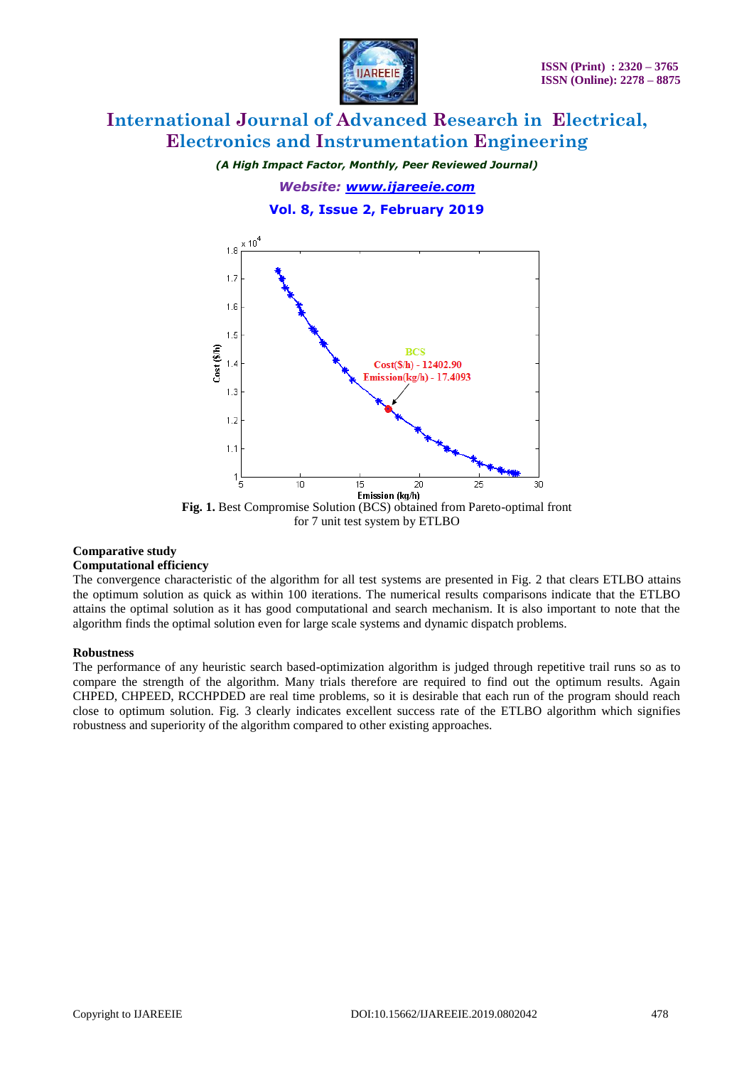**Fig. 1.** Best Compromise Solution (BCS) obtained from Pareto-optimal front for 7 unit test system by ETLBO

**Comparative study**

**Computational efficiency**

The convergence characteristic of the algorithm for all test systems are presented in Fig. 2 that clears ETLBO attains the optimum solution as quick as within 100 iterations. The numerical results comparisons indicate that the ETLBO attains the optimal solution as it has good computational and search mechanism. It is also important to note that the algorithm finds the optimal solution even for large scale systems and dynamic dispatch problems.

**Robustness**

The performance of any heuristic search based-optimization algorithm is judged through repetitive trail runs so as to compare the strength of the algorithm. Many trials therefore are required to find out the optimum results. Again CHPED, CHPEED, RCCHPDED are real time problems, so it is desirable that each run of the program should reach close to optimum solution. Fig. 3 clearly indicates excellent success rate of the ETLBO algorithm which signifies robustness and superiority of the algorithm compared to other existing approaches.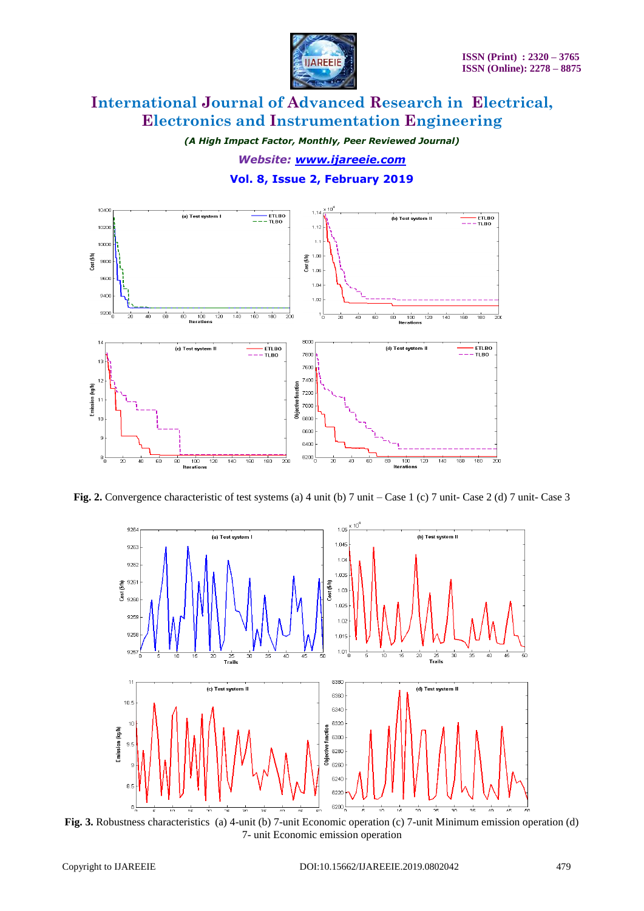**Fig. 2.** Convergence characteristic of test systems (a) 4 unit (b) 7 unit – Case 1 (c) 7 unit- Case 2 (d) 7 unit- Case 3

**Fig. 3.** Robustness characteristics (a) 4-unit (b) 7-unit Economic operation (c) 7-unit Minimum emission operation (d) 7- unit Economic emission operation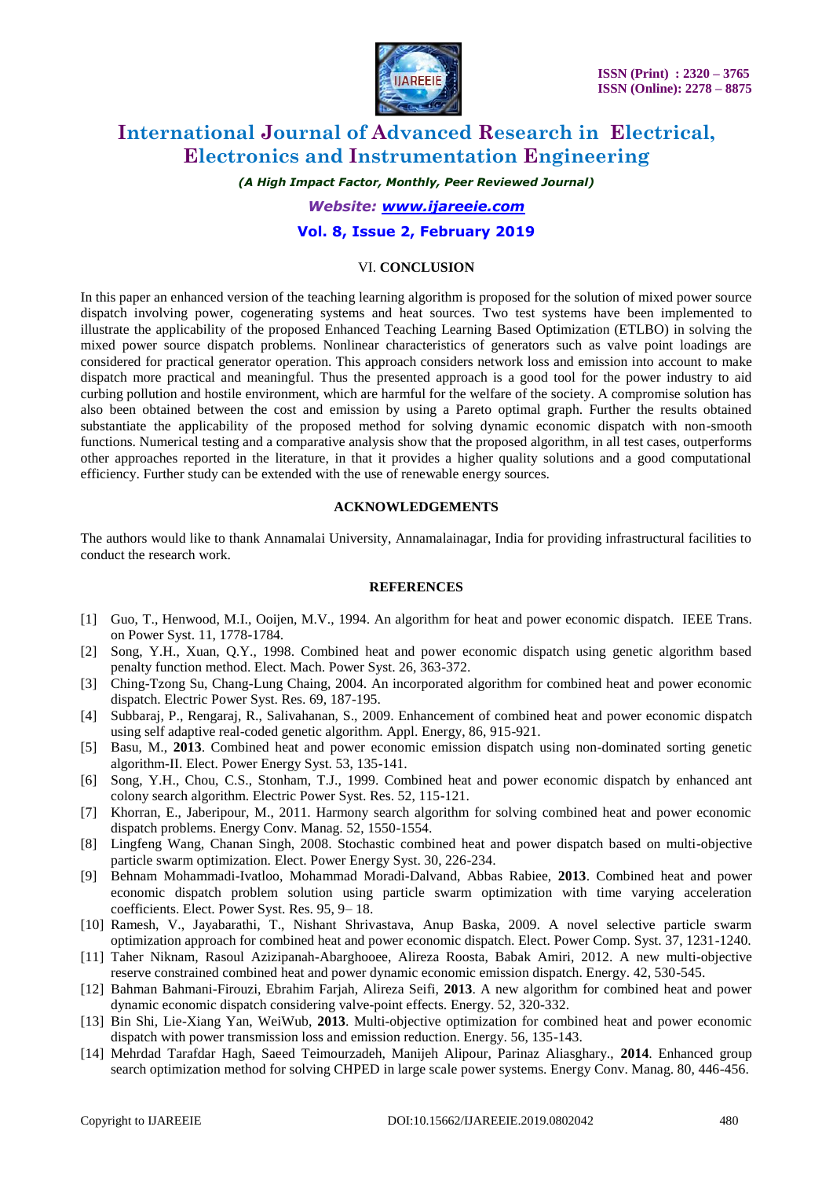## VI. CONCLUSION

In this paper an enhanced version of the teaching learning algorithm is proposed for the solution of mixed power source dispatch involving power, cogenerating systems and heat sources. Two test systems have been implemented to illustrate the applicability of the proposed Enhanced Teaching Learning Based Optimization (ETLBO) in solving the mixed power source dispatch problems. Nonlinear characteristics of generators such as valve point loadings are considered for practical generator operation. This approach considers network loss and emission into account to make dispatch more practical and meaningful. Thus the presented approach is a good tool for the power industry to aid curbing pollution and hostile environment, which are harmful for the welfare of the society. A compromise solution has also been obtained between the cost and emission by using a Pareto optimal graph. Further the results obtained substantiate the applicability of the proposed method for solving dynamic economic dispatch with non-smooth functions. Numerical testing and a comparative analysis show that the proposed algorithm, in all test cases, outperforms other approaches reported in the literature, in that it provides a higher quality solutions and a good computational efficiency. Further study can be extended with the use of renewable energy sources.

## ACKNOWLEDGEMENTS

The authors would like to thank Annamalai University, Annamalainagar, India for providing infrastructural facilities to conduct the research work.

## REFERENCES

[1] Guo, T., Henwood, M.I., Ooijen, M.V., 1994. An algorithm for heat and power economic dispatch. IEEE Trans. on Power Syst. 11, 1778-1784.

[2] Song, Y.H., Xuan, Q.Y., 1998. Combined heat and power economic dispatch using genetic algorithm based penalty function method. Elect. Mach. Power Syst. 26, 363-372.

[3] Ching-Tzong Su, Chang-Lung Chaing, 2004. An incorporated algorithm for combined heat and power economic dispatch. Electric Power Syst. Res. 69, 187-195.

[4] Subbaraj, P., Rengaraj, R., Salivahanan, S., 2009. Enhancement of combined heat and power economic dispatch using self adaptive real-coded genetic algorithm. Appl. Energy, 86, 915-921.

[5] Basu, M., **2013**. Combined heat and power economic emission dispatch using non-dominated sorting genetic algorithm-II. Elect. Power Energy Syst. 53, 135-141.

[6] Song, Y.H., Chou, C.S., Stonham, T.J., 1999. Combined heat and power economic dispatch by enhanced ant colony search algorithm. Electric Power Syst. Res. 52, 115-121.

[7] Khorran, E., Jaberipour, M., 2011. Harmony search algorithm for solving combined heat and power economic dispatch problems. Energy Conv. Manag. 52, 1550-1554.

[8] Lingfeng Wang, Chanan Singh, 2008. Stochastic combined heat and power dispatch based on multi-objective particle swarm optimization. Elect. Power Energy Syst. 30, 226-234.

[9] Behnam Mohammadi-Ivatloo, Mohammad Moradi-Dalvand, Abbas Rabiee, **2013**. Combined heat and power economic dispatch problem solution using particle swarm optimization with time varying acceleration coefficients. Elect. Power Syst. Res. 95, 9– 18.

[10] Ramesh, V., Jayabarathi, T., Nishant Shrivastava, Anup Baska, 2009. A novel selective particle swarm optimization approach for combined heat and power economic dispatch. Elect. Power Comp. Syst. 37, 1231-1240.

[11] Taher Niknam, Rasoul Azizipanah-Abarghooee, Alireza Roosta, Babak Amiri, 2012. A new multi-objective reserve constrained combined heat and power dynamic economic emission dispatch. Energy. 42, 530-545.

[12] Bahman Bahmani-Firouzi, Ebrahim Farjah, Alireza Seifi, **2013**. A new algorithm for combined heat and power dynamic economic dispatch considering valve-point effects. Energy. 52, 320-332.

[13] Bin Shi, Lie-Xiang Yan, WeiWub, **2013**. Multi-objective optimization for combined heat and power economic dispatch with power transmission loss and emission reduction. Energy. 56, 135-143.

[14] Mehrdad Tarafdar Hagh, Saeed Teimourzadeh, Manijeh Alipour, Parinaz Aliasghary., **2014**. Enhanced group search optimization method for solving CHPED in large scale power systems. Energy Conv. Manag. 80, 446-456.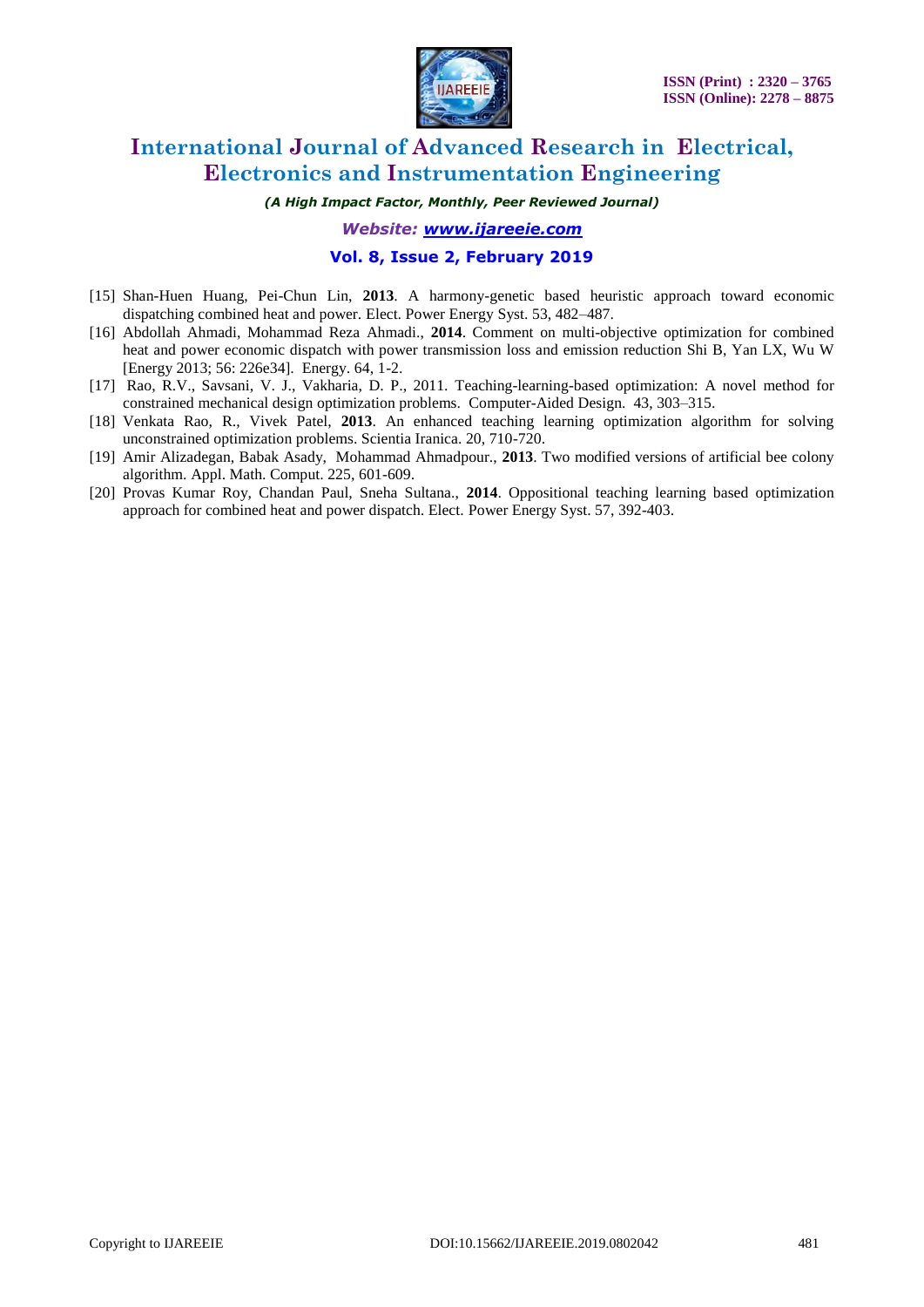[15] Shan-Huen Huang, Pei-Chun Lin, **2013**. A harmony-genetic based heuristic approach toward economic dispatching combined heat and power. Elect. Power Energy Syst. 53, 482–487.

[16] Abdollah Ahmadi, Mohammad Reza Ahmadi., **2014**. Comment on multi-objective optimization for combined heat and power economic dispatch with power transmission loss and emission reduction Shi B, Yan LX, Wu W [Energy 2013; 56: 226e34]. Energy. 64, 1-2.

[17] Rao, R.V., Savsani, V. J., Vakharia, D. P., 2011. Teaching-learning-based optimization: A novel method for constrained mechanical design optimization problems. Computer-Aided Design. 43, 303–315.

[18] Venkata Rao, R., Vivek Patel, **2013**. An enhanced teaching learning optimization algorithm for solving unconstrained optimization problems. Scientia Iranica. 20, 710-720.

[19] Amir Alizadegan, Babak Asady, Mohammad Ahmadpour., **2013**. Two modified versions of artificial bee colony algorithm. Appl. Math. Comput. 225, 601-609.

[20] Provas Kumar Roy, Chandan Paul, Sneha Sultana., **2014**. Oppositional teaching learning based optimization approach for combined heat and power dispatch. Elect. Power Energy Syst. 57, 392-403.